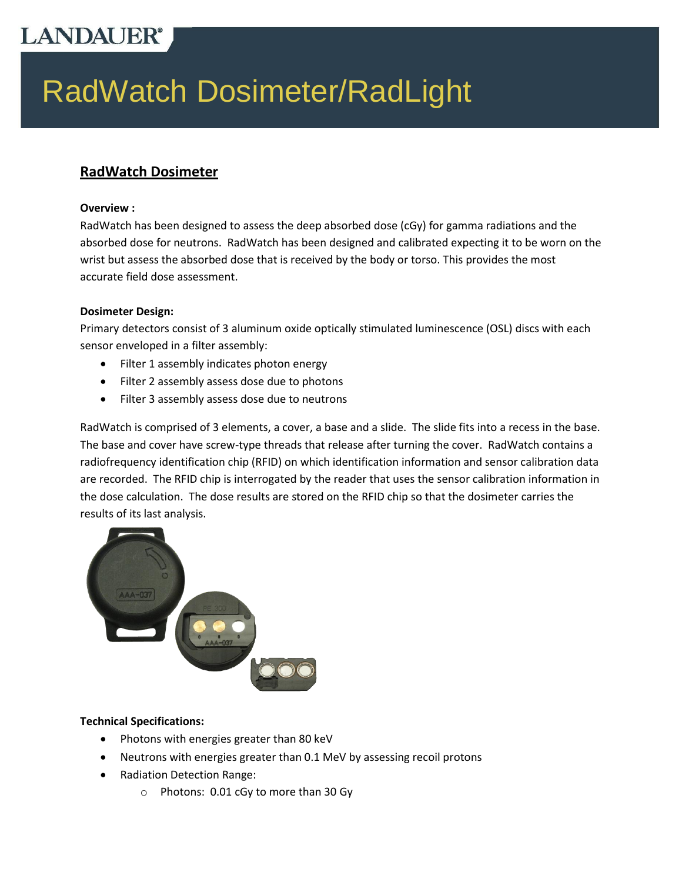# RadWatch Dosimeter/RadLight

## RadWatch Dosimeter

**Overview :**

RadWatch has been designed to assess the deep absorbed dose (cGy) for gamma radiations and the absorbed dose for neutrons. RadWatch has been designed and calibrated expecting it to be worn on the wrist but assess the absorbed dose that is received by the body or torso. This provides the most accurate field dose assessment.

**Dosimeter Design:**

Primary detectors consist of 3 aluminum oxide optically stimulated luminescence (OSL) discs with each sensor enveloped in a filter assembly:

- Filter 1 assembly indicates photon energy
- Filter 2 assembly assess dose due to photons
- Filter 3 assembly assess dose due to neutrons

RadWatch is comprised of 3 elements, a cover, a base and a slide. The slide fits into a recess in the base. The base and cover have screw-type threads that release after turning the cover. RadWatch contains a radiofrequency identification chip (RFID) on which identification information and sensor calibration data are recorded. The RFID chip is interrogated by the reader that uses the sensor calibration information in the dose calculation. The dose results are stored on the RFID chip so that the dosimeter carries the results of its last analysis.

**Technical Specifications:**

- Photons with energies greater than 80 keV
- Neutrons with energies greater than 0.1 MeV by assessing recoil protons
- Radiation Detection Range:
  - Photons: 0.01 cGy to more than 30 Gy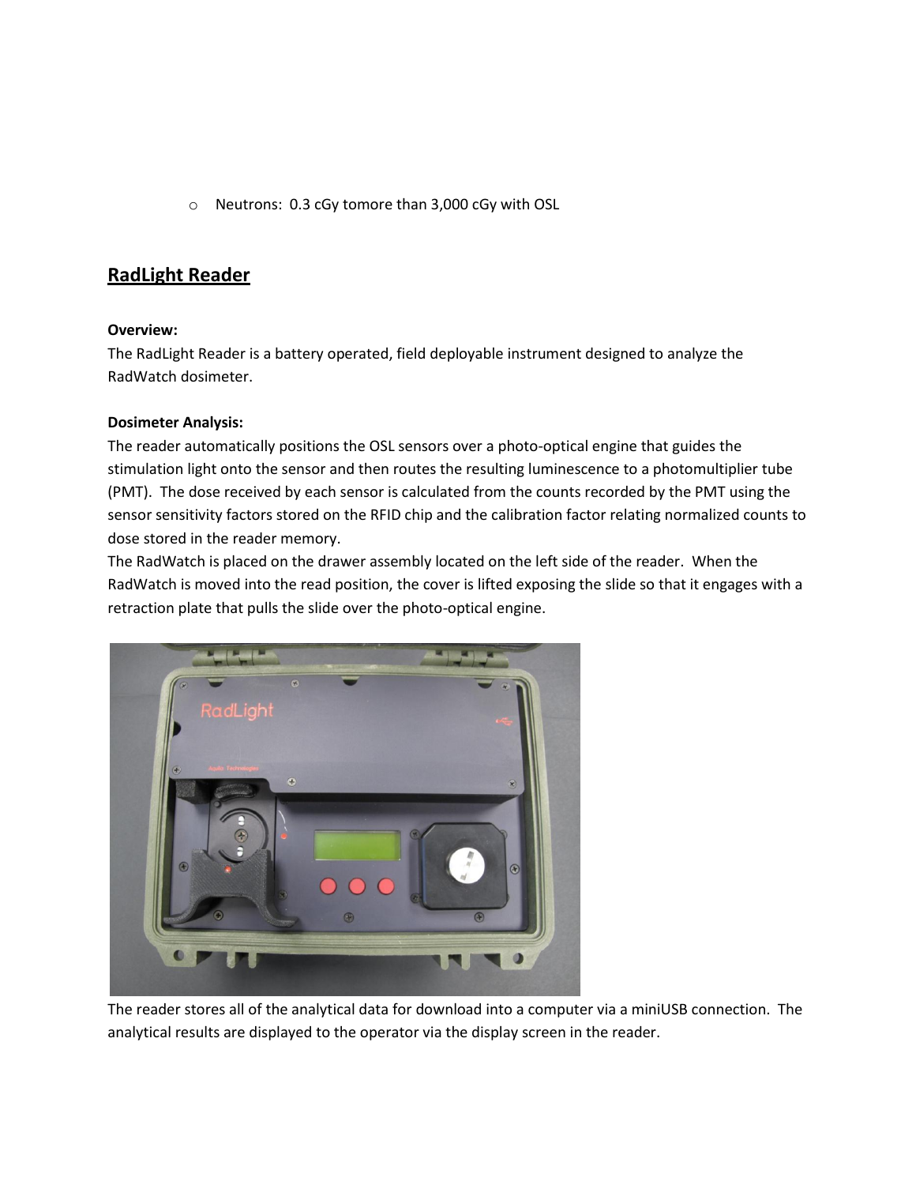- Neutrons: 0.3 cGy tomore than 3,000 cGy with OSL

## RadLight Reader

**Overview:**
The RadLight Reader is a battery operated, field deployable instrument designed to analyze the RadWatch dosimeter.

**Dosimeter Analysis:**
The reader automatically positions the OSL sensors over a photo-optical engine that guides the stimulation light onto the sensor and then routes the resulting luminescence to a photomultiplier tube (PMT). The dose received by each sensor is calculated from the counts recorded by the PMT using the sensor sensitivity factors stored on the RFID chip and the calibration factor relating normalized counts to dose stored in the reader memory.
The RadWatch is placed on the drawer assembly located on the left side of the reader. When the RadWatch is moved into the read position, the cover is lifted exposing the slide so that it engages with a retraction plate that pulls the slide over the photo-optical engine.

The reader stores all of the analytical data for download into a computer via a miniUSB connection. The analytical results are displayed to the operator via the display screen in the reader.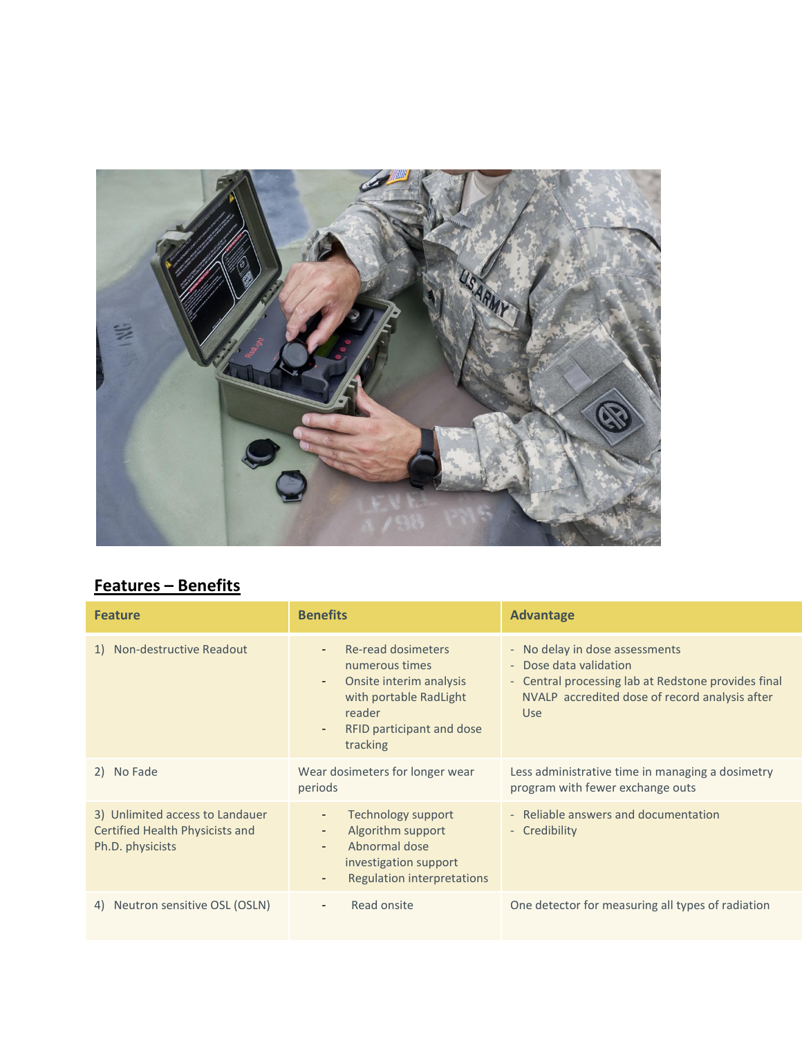## Features – Benefits

| Feature | Benefits | Advantage |
|---|---|---|
| 1) Non-destructive Readout | - Re-read dosimeters numerous times<br>- Onsite interim analysis with portable RadLight reader<br>- RFID participant and dose tracking | - No delay in dose assessments<br>- Dose data validation<br>- Central processing lab at Redstone provides final NVALP accredited dose of record analysis after Use |
| 2) No Fade | Wear dosimeters for longer wear periods | Less administrative time in managing a dosimetry program with fewer exchange outs |
| 3) Unlimited access to Landauer Certified Health Physicists and Ph.D. physicists | - Technology support<br>- Algorithm support<br>- Abnormal dose investigation support<br>- Regulation interpretations | - Reliable answers and documentation<br>- Credibility |
| 4) Neutron sensitive OSL (OSLN) | - Read onsite | One detector for measuring all types of radiation |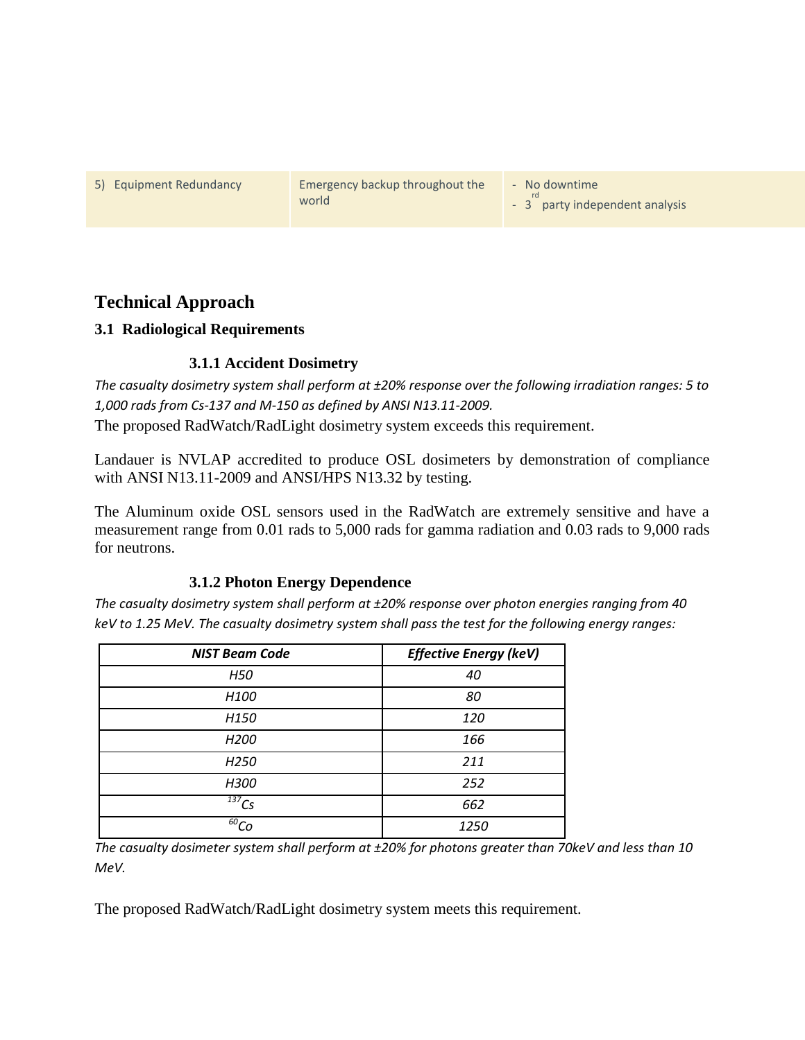| 5) Equipment Redundancy | Emergency backup throughout the world | - No downtime<br>- 3rd party independent analysis |
|---|---|---|

## Technical Approach

### 3.1 Radiological Requirements

#### 3.1.1 Accident Dosimetry

*The casualty dosimetry system shall perform at ±20% response over the following irradiation ranges: 5 to 1,000 rads from Cs-137 and M-150 as defined by ANSI N13.11-2009.*

The proposed RadWatch/RadLight dosimetry system exceeds this requirement.

Landauer is NVLAP accredited to produce OSL dosimeters by demonstration of compliance with ANSI N13.11-2009 and ANSI/HPS N13.32 by testing.

The Aluminum oxide OSL sensors used in the RadWatch are extremely sensitive and have a measurement range from 0.01 rads to 5,000 rads for gamma radiation and 0.03 rads to 9,000 rads for neutrons.

#### 3.1.2 Photon Energy Dependence

*The casualty dosimetry system shall perform at ±20% response over photon energies ranging from 40 keV to 1.25 MeV. The casualty dosimetry system shall pass the test for the following energy ranges:*

| NIST Beam Code | Effective Energy (keV) |
|---|---|
| H50 | 40 |
| H100 | 80 |
| H150 | 120 |
| H200 | 166 |
| H250 | 211 |
| H300 | 252 |
| $^{137}Cs$ | 662 |
| $^{60}Co$ | 1250 |

*The casualty dosimeter system shall perform at ±20% for photons greater than 70keV and less than 10 MeV.*

The proposed RadWatch/RadLight dosimetry system meets this requirement.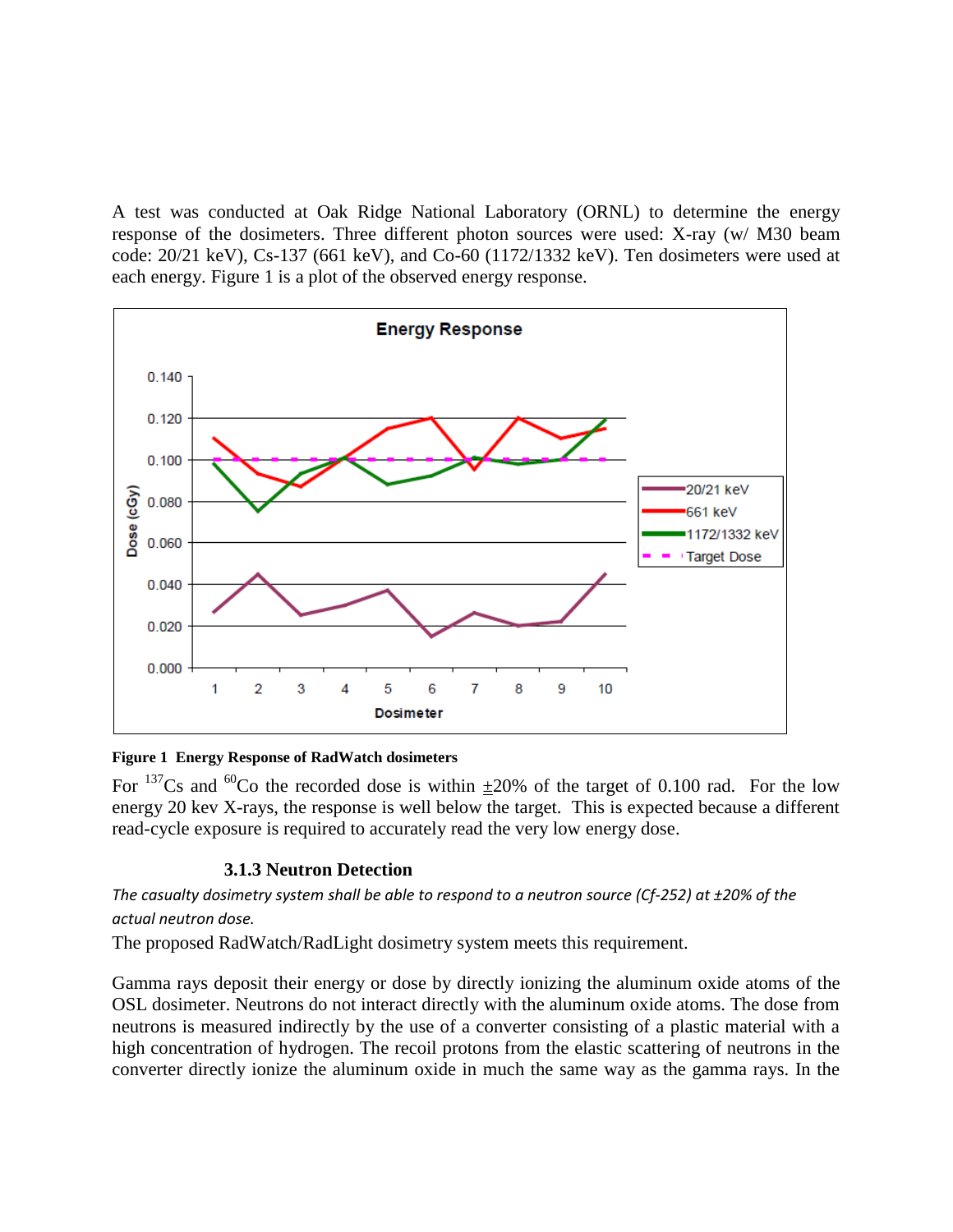A test was conducted at Oak Ridge National Laboratory (ORNL) to determine the energy response of the dosimeters. Three different photon sources were used: X-ray (w/ M30 beam code: 20/21 keV), Cs-137 (661 keV), and Co-60 (1172/1332 keV). Ten dosimeters were used at each energy. Figure 1 is a plot of the observed energy response.

**Figure 1 Energy Response of RadWatch dosimeters**

For $^{137}$Cs and $^{60}$Co the recorded dose is within ±20% of the target of 0.100 rad. For the low energy 20 kev X-rays, the response is well below the target. This is expected because a different read-cycle exposure is required to accurately read the very low energy dose.

### 3.1.3 Neutron Detection

*The casualty dosimetry system shall be able to respond to a neutron source (Cf-252) at ±20% of the actual neutron dose.*

The proposed RadWatch/RadLight dosimetry system meets this requirement.

Gamma rays deposit their energy or dose by directly ionizing the aluminum oxide atoms of the OSL dosimeter. Neutrons do not interact directly with the aluminum oxide atoms. The dose from neutrons is measured indirectly by the use of a converter consisting of a plastic material with a high concentration of hydrogen. The recoil protons from the elastic scattering of neutrons in the converter directly ionize the aluminum oxide in much the same way as the gamma rays. In the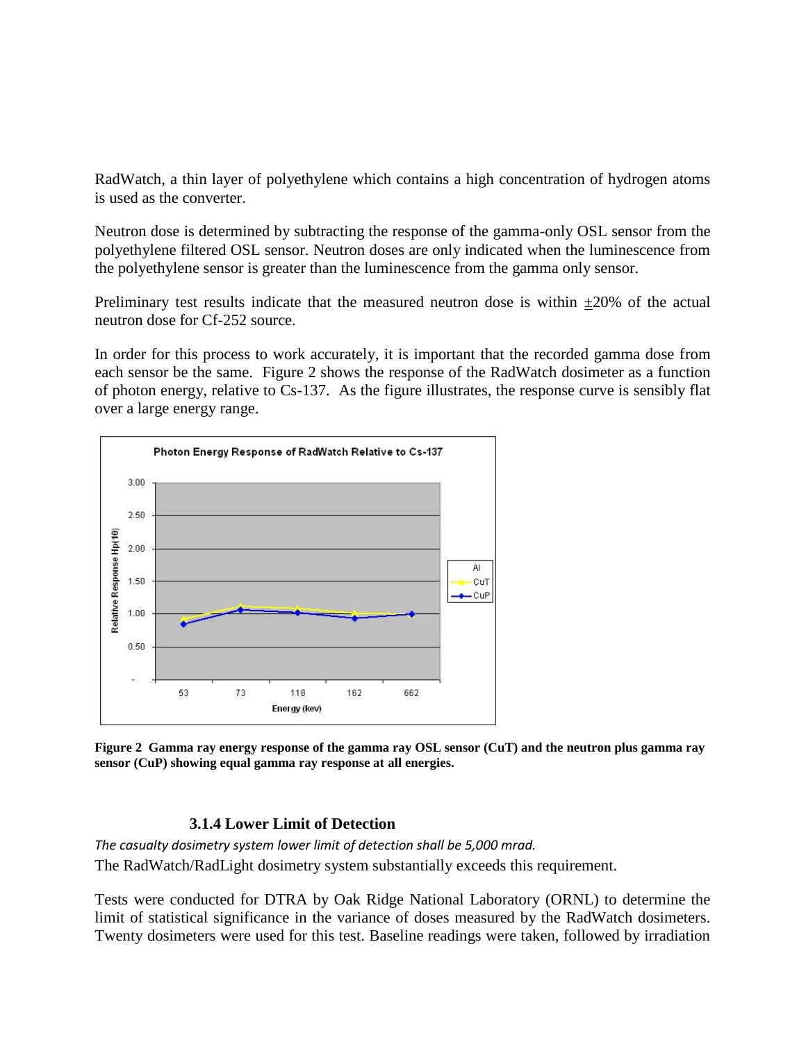RadWatch, a thin layer of polyethylene which contains a high concentration of hydrogen atoms is used as the converter.

Neutron dose is determined by subtracting the response of the gamma-only OSL sensor from the polyethylene filtered OSL sensor. Neutron doses are only indicated when the luminescence from the polyethylene sensor is greater than the luminescence from the gamma only sensor.

Preliminary test results indicate that the measured neutron dose is within $\pm$20% of the actual neutron dose for Cf-252 source.

In order for this process to work accurately, it is important that the recorded gamma dose from each sensor be the same. Figure 2 shows the response of the RadWatch dosimeter as a function of photon energy, relative to Cs-137. As the figure illustrates, the response curve is sensibly flat over a large energy range.

**Figure 2 Gamma ray energy response of the gamma ray OSL sensor (CuT) and the neutron plus gamma ray sensor (CuP) showing equal gamma ray response at all energies.**

### 3.1.4 Lower Limit of Detection

*The casualty dosimetry system lower limit of detection shall be 5,000 mrad.*

The RadWatch/RadLight dosimetry system substantially exceeds this requirement.

Tests were conducted for DTRA by Oak Ridge National Laboratory (ORNL) to determine the limit of statistical significance in the variance of doses measured by the RadWatch dosimeters. Twenty dosimeters were used for this test. Baseline readings were taken, followed by irradiation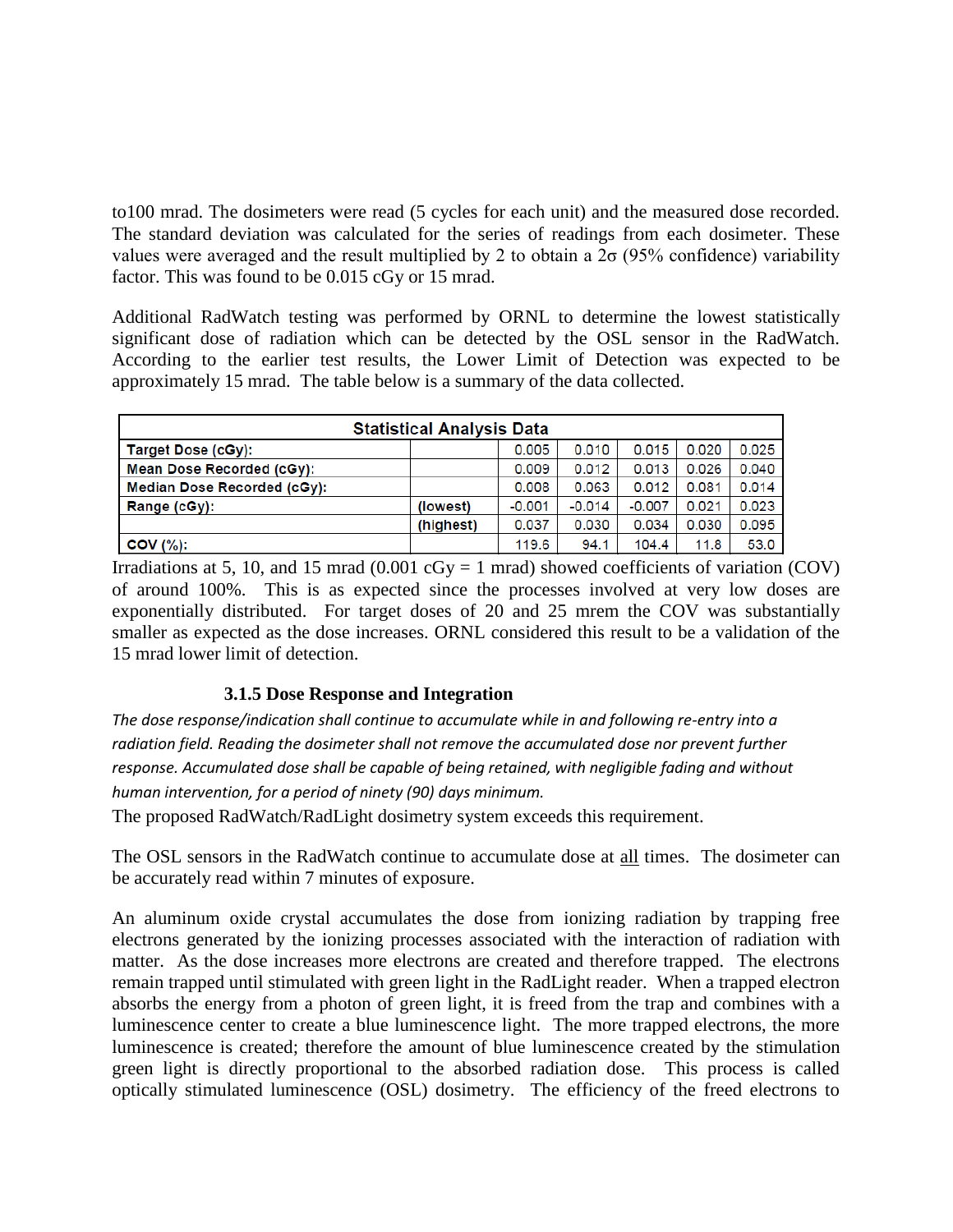to100 mrad. The dosimeters were read (5 cycles for each unit) and the measured dose recorded. The standard deviation was calculated for the series of readings from each dosimeter. These values were averaged and the result multiplied by 2 to obtain a 2σ (95% confidence) variability factor. This was found to be 0.015 cGy or 15 mrad.

Additional RadWatch testing was performed by ORNL to determine the lowest statistically significant dose of radiation which can be detected by the OSL sensor in the RadWatch. According to the earlier test results, the Lower Limit of Detection was expected to be approximately 15 mrad. The table below is a summary of the data collected.

| Statistical Analysis Data | | | | | | |
|---|---|---|---|---|---|---|
| **Target Dose (cGy):** | | 0.005 | 0.010 | 0.015 | 0.020 | 0.025 |
| **Mean Dose Recorded (cGy):** | | 0.009 | 0.012 | 0.013 | 0.026 | 0.040 |
| **Median Dose Recorded (cGy):** | | 0.008 | 0.063 | 0.012 | 0.081 | 0.014 |
| **Range (cGy):** | **(lowest)** | -0.001 | -0.014 | -0.007 | 0.021 | 0.023 |
| | **(highest)** | 0.037 | 0.030 | 0.034 | 0.030 | 0.095 |
| **COV (%):** | | 119.6 | 94.1 | 104.4 | 11.8 | 53.0 |

Irradiations at 5, 10, and 15 mrad (0.001 cGy = 1 mrad) showed coefficients of variation (COV) of around 100%. This is as expected since the processes involved at very low doses are exponentially distributed. For target doses of 20 and 25 mrem the COV was substantially smaller as expected as the dose increases. ORNL considered this result to be a validation of the 15 mrad lower limit of detection.

### 3.1.5 Dose Response and Integration

*The dose response/indication shall continue to accumulate while in and following re-entry into a radiation field. Reading the dosimeter shall not remove the accumulated dose nor prevent further response. Accumulated dose shall be capable of being retained, with negligible fading and without human intervention, for a period of ninety (90) days minimum.*

The proposed RadWatch/RadLight dosimetry system exceeds this requirement.

The OSL sensors in the RadWatch continue to accumulate dose at all times. The dosimeter can be accurately read within 7 minutes of exposure.

An aluminum oxide crystal accumulates the dose from ionizing radiation by trapping free electrons generated by the ionizing processes associated with the interaction of radiation with matter. As the dose increases more electrons are created and therefore trapped. The electrons remain trapped until stimulated with green light in the RadLight reader. When a trapped electron absorbs the energy from a photon of green light, it is freed from the trap and combines with a luminescence center to create a blue luminescence light. The more trapped electrons, the more luminescence is created; therefore the amount of blue luminescence created by the stimulation green light is directly proportional to the absorbed radiation dose. This process is called optically stimulated luminescence (OSL) dosimetry. The efficiency of the freed electrons to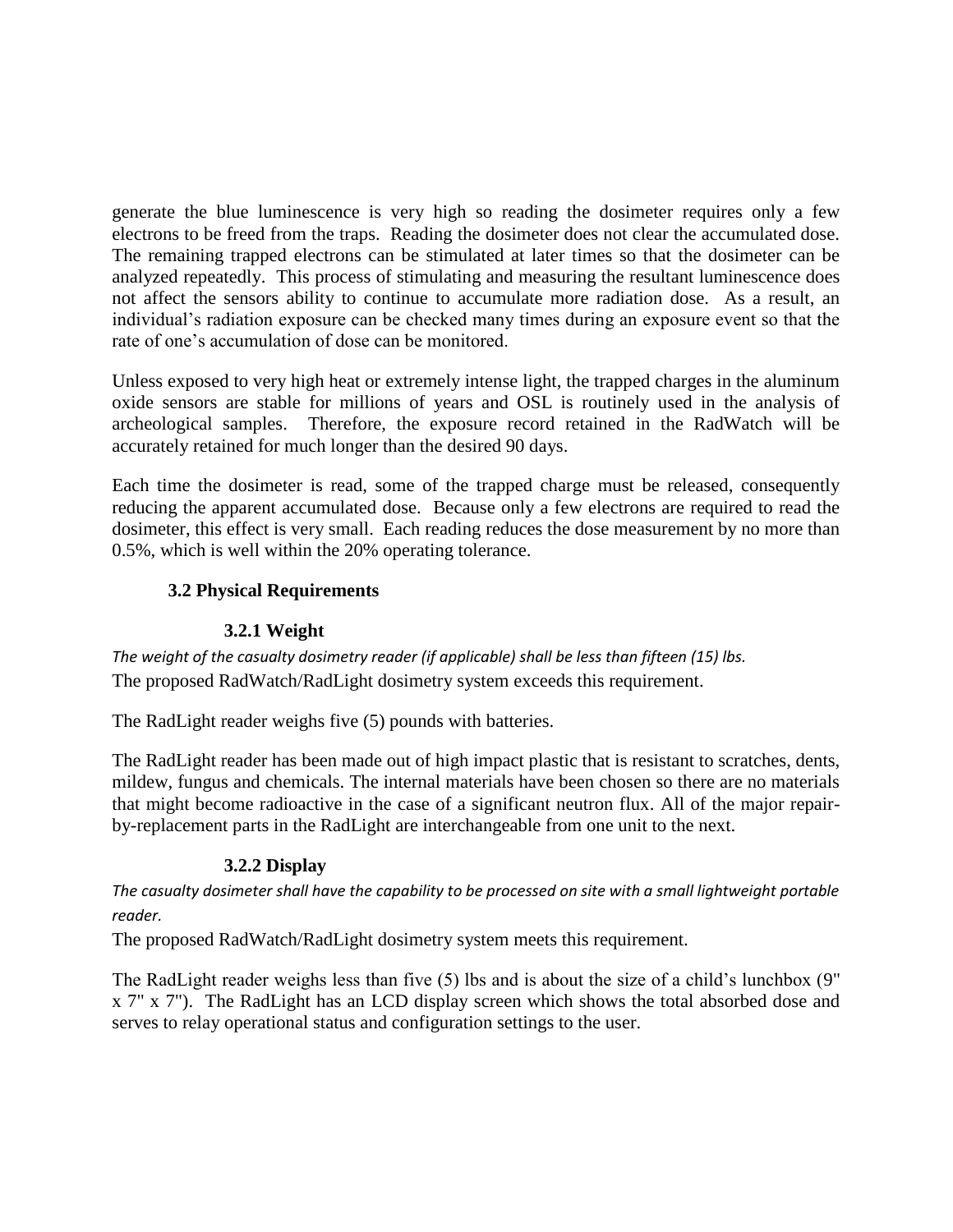generate the blue luminescence is very high so reading the dosimeter requires only a few electrons to be freed from the traps. Reading the dosimeter does not clear the accumulated dose. The remaining trapped electrons can be stimulated at later times so that the dosimeter can be analyzed repeatedly. This process of stimulating and measuring the resultant luminescence does not affect the sensors ability to continue to accumulate more radiation dose. As a result, an individual's radiation exposure can be checked many times during an exposure event so that the rate of one's accumulation of dose can be monitored.

Unless exposed to very high heat or extremely intense light, the trapped charges in the aluminum oxide sensors are stable for millions of years and OSL is routinely used in the analysis of archeological samples. Therefore, the exposure record retained in the RadWatch will be accurately retained for much longer than the desired 90 days.

Each time the dosimeter is read, some of the trapped charge must be released, consequently reducing the apparent accumulated dose. Because only a few electrons are required to read the dosimeter, this effect is very small. Each reading reduces the dose measurement by no more than 0.5%, which is well within the 20% operating tolerance.

## 3.2 Physical Requirements

### 3.2.1 Weight

*The weight of the casualty dosimetry reader (if applicable) shall be less than fifteen (15) lbs.*

The proposed RadWatch/RadLight dosimetry system exceeds this requirement.

The RadLight reader weighs five (5) pounds with batteries.

The RadLight reader has been made out of high impact plastic that is resistant to scratches, dents, mildew, fungus and chemicals. The internal materials have been chosen so there are no materials that might become radioactive in the case of a significant neutron flux. All of the major repair-by-replacement parts in the RadLight are interchangeable from one unit to the next.

### 3.2.2 Display

*The casualty dosimeter shall have the capability to be processed on site with a small lightweight portable reader.*

The proposed RadWatch/RadLight dosimetry system meets this requirement.

The RadLight reader weighs less than five (5) lbs and is about the size of a child's lunchbox (9" x 7" x 7"). The RadLight has an LCD display screen which shows the total absorbed dose and serves to relay operational status and configuration settings to the user.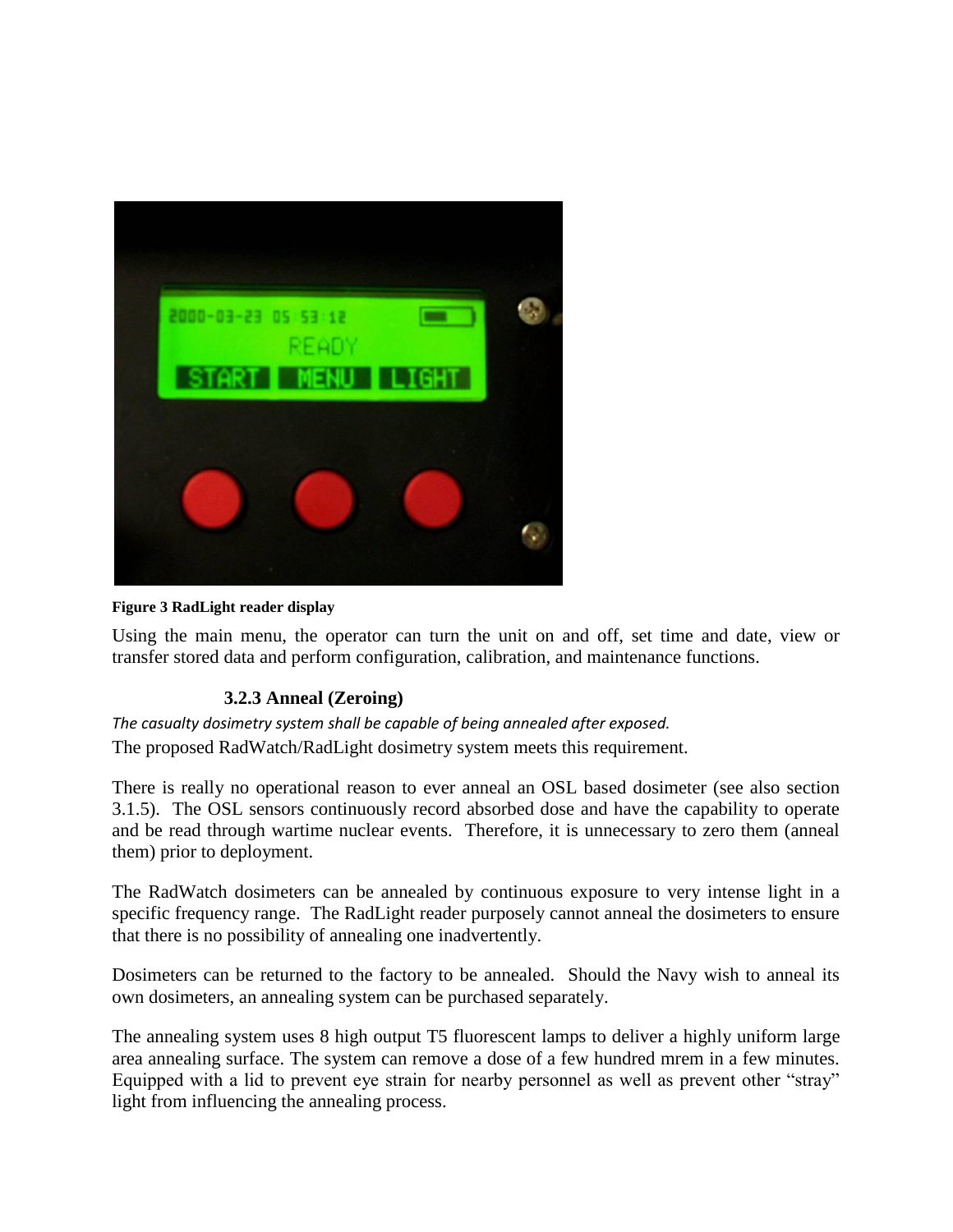**Figure 3 RadLight reader display**

Using the main menu, the operator can turn the unit on and off, set time and date, view or transfer stored data and perform configuration, calibration, and maintenance functions.

### 3.2.3 Anneal (Zeroing)

*The casualty dosimetry system shall be capable of being annealed after exposed.*

The proposed RadWatch/RadLight dosimetry system meets this requirement.

There is really no operational reason to ever anneal an OSL based dosimeter (see also section 3.1.5). The OSL sensors continuously record absorbed dose and have the capability to operate and be read through wartime nuclear events. Therefore, it is unnecessary to zero them (anneal them) prior to deployment.

The RadWatch dosimeters can be annealed by continuous exposure to very intense light in a specific frequency range. The RadLight reader purposely cannot anneal the dosimeters to ensure that there is no possibility of annealing one inadvertently.

Dosimeters can be returned to the factory to be annealed. Should the Navy wish to anneal its own dosimeters, an annealing system can be purchased separately.

The annealing system uses 8 high output T5 fluorescent lamps to deliver a highly uniform large area annealing surface. The system can remove a dose of a few hundred mrem in a few minutes. Equipped with a lid to prevent eye strain for nearby personnel as well as prevent other "stray" light from influencing the annealing process.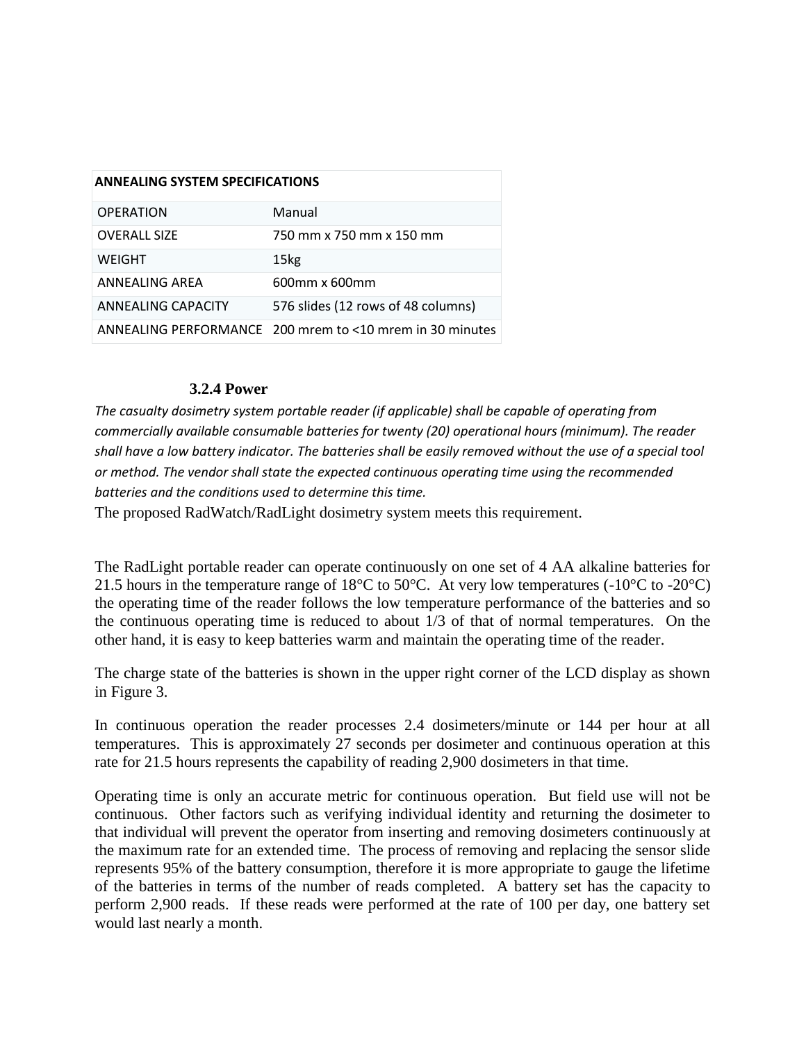| ANNEALING SYSTEM SPECIFICATIONS | |
|---|---|
| OPERATION | Manual |
| OVERALL SIZE | 750 mm x 750 mm x 150 mm |
| WEIGHT | 15kg |
| ANNEALING AREA | 600mm x 600mm |
| ANNEALING CAPACITY | 576 slides (12 rows of 48 columns) |
| ANNEALING PERFORMANCE | 200 mrem to <10 mrem in 30 minutes |

### 3.2.4 Power

*The casualty dosimetry system portable reader (if applicable) shall be capable of operating from commercially available consumable batteries for twenty (20) operational hours (minimum). The reader shall have a low battery indicator. The batteries shall be easily removed without the use of a special tool or method. The vendor shall state the expected continuous operating time using the recommended batteries and the conditions used to determine this time.*

The proposed RadWatch/RadLight dosimetry system meets this requirement.

The RadLight portable reader can operate continuously on one set of 4 AA alkaline batteries for 21.5 hours in the temperature range of 18°C to 50°C. At very low temperatures (-10°C to -20°C) the operating time of the reader follows the low temperature performance of the batteries and so the continuous operating time is reduced to about 1/3 of that of normal temperatures. On the other hand, it is easy to keep batteries warm and maintain the operating time of the reader.

The charge state of the batteries is shown in the upper right corner of the LCD display as shown in Figure 3.

In continuous operation the reader processes 2.4 dosimeters/minute or 144 per hour at all temperatures. This is approximately 27 seconds per dosimeter and continuous operation at this rate for 21.5 hours represents the capability of reading 2,900 dosimeters in that time.

Operating time is only an accurate metric for continuous operation. But field use will not be continuous. Other factors such as verifying individual identity and returning the dosimeter to that individual will prevent the operator from inserting and removing dosimeters continuously at the maximum rate for an extended time. The process of removing and replacing the sensor slide represents 95% of the battery consumption, therefore it is more appropriate to gauge the lifetime of the batteries in terms of the number of reads completed. A battery set has the capacity to perform 2,900 reads. If these reads were performed at the rate of 100 per day, one battery set would last nearly a month.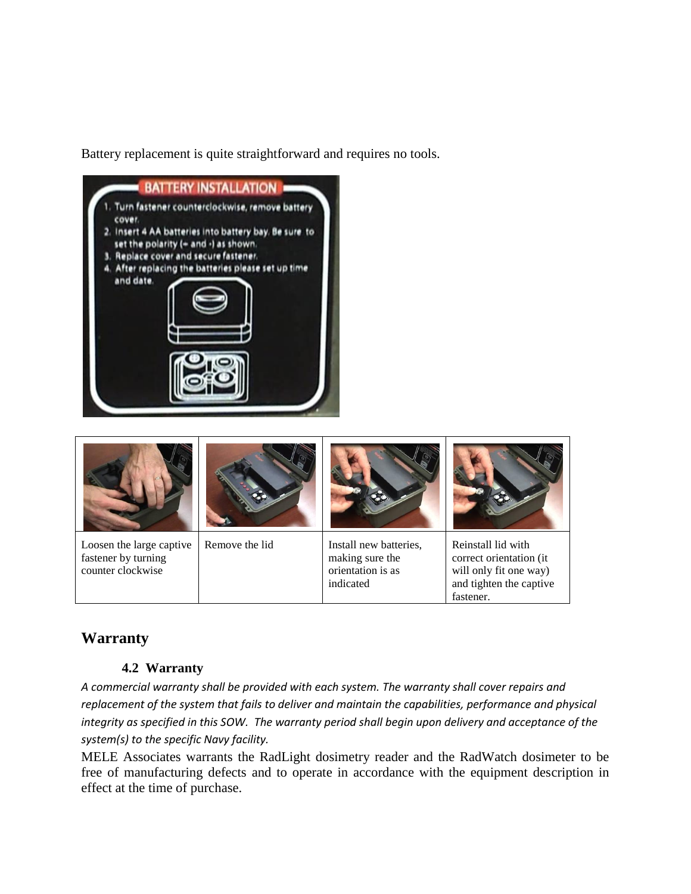Battery replacement is quite straightforward and requires no tools.

| | | | |
|---|---|---|---|
| Loosen the large captive fastener by turning counter clockwise | Remove the lid | Install new batteries, making sure the orientation is as indicated | Reinstall lid with correct orientation (it will only fit one way) and tighten the captive fastener. |

## Warranty

### 4.2 Warranty

*A commercial warranty shall be provided with each system. The warranty shall cover repairs and replacement of the system that fails to deliver and maintain the capabilities, performance and physical integrity as specified in this SOW. The warranty period shall begin upon delivery and acceptance of the system(s) to the specific Navy facility.*

MELE Associates warrants the RadLight dosimetry reader and the RadWatch dosimeter to be free of manufacturing defects and to operate in accordance with the equipment description in effect at the time of purchase.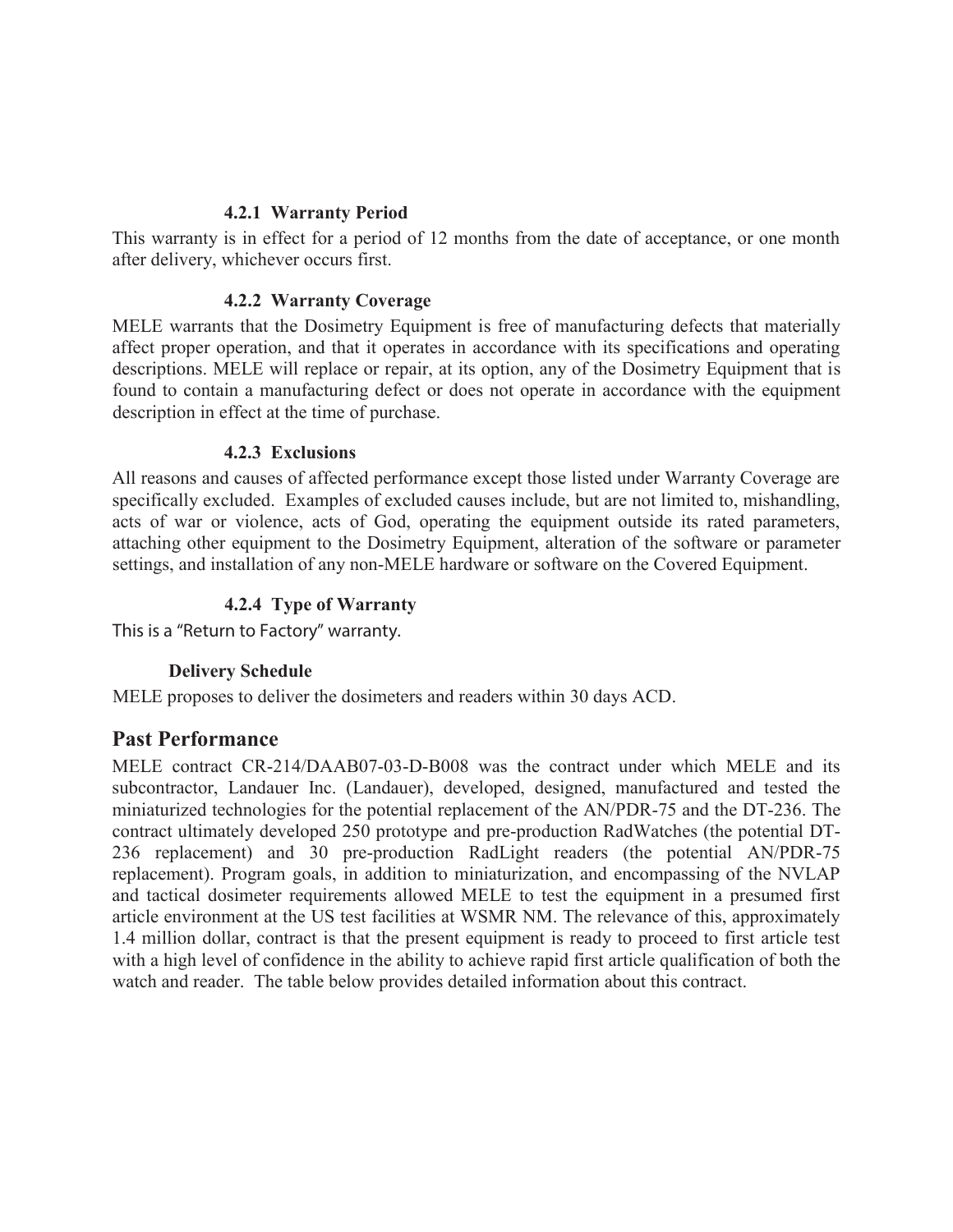#### 4.2.1 Warranty Period

This warranty is in effect for a period of 12 months from the date of acceptance, or one month after delivery, whichever occurs first.

#### 4.2.2 Warranty Coverage

MELE warrants that the Dosimetry Equipment is free of manufacturing defects that materially affect proper operation, and that it operates in accordance with its specifications and operating descriptions. MELE will replace or repair, at its option, any of the Dosimetry Equipment that is found to contain a manufacturing defect or does not operate in accordance with the equipment description in effect at the time of purchase.

#### 4.2.3 Exclusions

All reasons and causes of affected performance except those listed under Warranty Coverage are specifically excluded. Examples of excluded causes include, but are not limited to, mishandling, acts of war or violence, acts of God, operating the equipment outside its rated parameters, attaching other equipment to the Dosimetry Equipment, alteration of the software or parameter settings, and installation of any non-MELE hardware or software on the Covered Equipment.

#### 4.2.4 Type of Warranty

This is a "Return to Factory" warranty.

### Delivery Schedule

MELE proposes to deliver the dosimeters and readers within 30 days ACD.

## Past Performance

MELE contract CR-214/DAAB07-03-D-B008 was the contract under which MELE and its subcontractor, Landauer Inc. (Landauer), developed, designed, manufactured and tested the miniaturized technologies for the potential replacement of the AN/PDR-75 and the DT-236. The contract ultimately developed 250 prototype and pre-production RadWatches (the potential DT-236 replacement) and 30 pre-production RadLight readers (the potential AN/PDR-75 replacement). Program goals, in addition to miniaturization, and encompassing of the NVLAP and tactical dosimeter requirements allowed MELE to test the equipment in a presumed first article environment at the US test facilities at WSMR NM. The relevance of this, approximately 1.4 million dollar, contract is that the present equipment is ready to proceed to first article test with a high level of confidence in the ability to achieve rapid first article qualification of both the watch and reader. The table below provides detailed information about this contract.